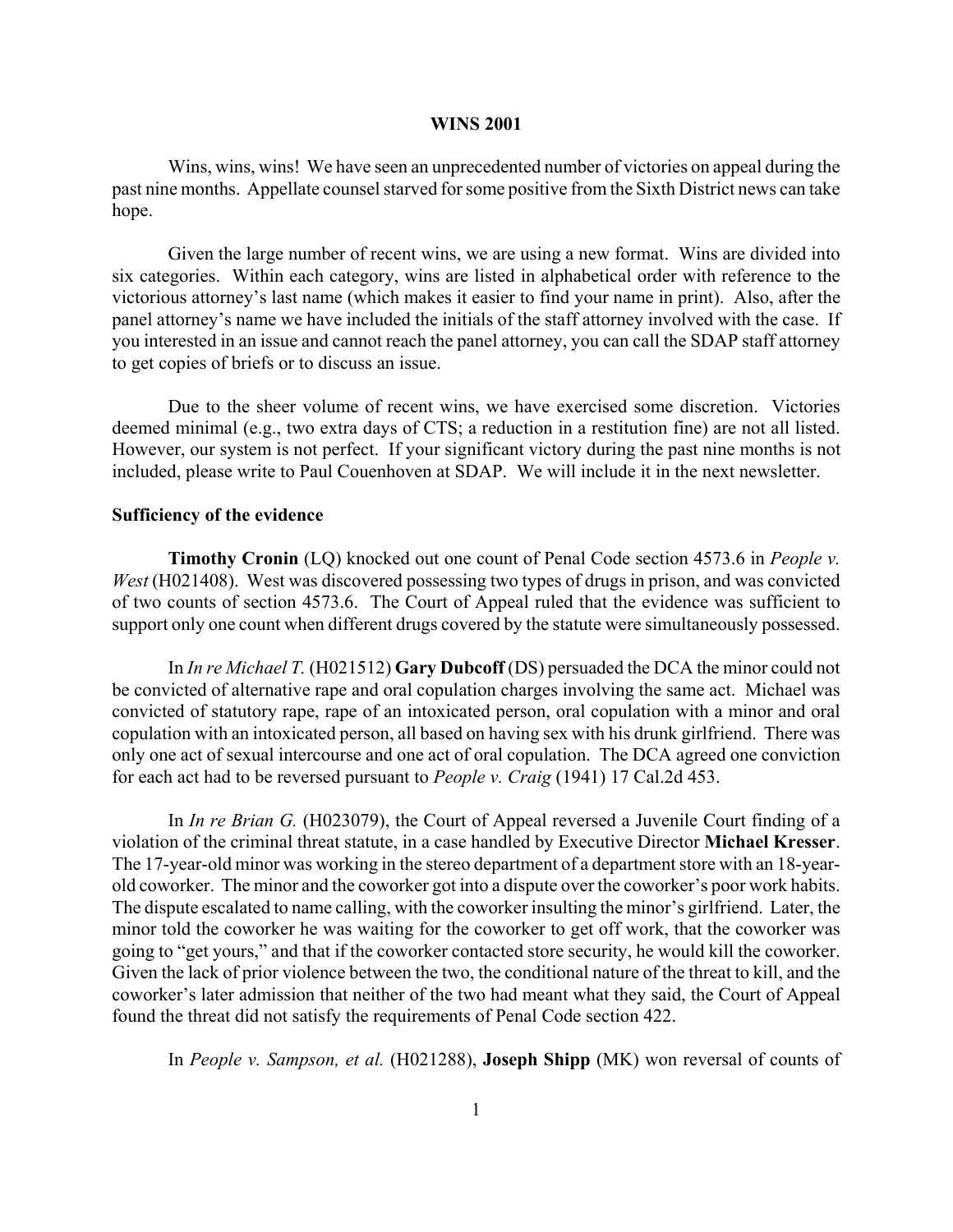# WINS 2001

Wins, wins, wins! We have seen an unprecedented number of victories on appeal during the past nine months. Appellate counsel starved for some positive from the Sixth District news can take hope.

Given the large number of recent wins, we are using a new format. Wins are divided into six categories. Within each category, wins are listed in alphabetical order with reference to the victorious attorney's last name (which makes it easier to find your name in print). Also, after the panel attorney's name we have included the initials of the staff attorney involved with the case. If you interested in an issue and cannot reach the panel attorney, you can call the SDAP staff attorney to get copies of briefs or to discuss an issue.

Due to the sheer volume of recent wins, we have exercised some discretion. Victories deemed minimal (e.g., two extra days of CTS; a reduction in a restitution fine) are not all listed. However, our system is not perfect. If your significant victory during the past nine months is not included, please write to Paul Couenhoven at SDAP. We will include it in the next newsletter.

**Sufficiency of the evidence**

**Timothy Cronin** (LQ) knocked out one count of Penal Code section 4573.6 in *People v. West* (H021408). West was discovered possessing two types of drugs in prison, and was convicted of two counts of section 4573.6. The Court of Appeal ruled that the evidence was sufficient to support only one count when different drugs covered by the statute were simultaneously possessed.

In *In re Michael T.* (H021512) **Gary Dubcoff** (DS) persuaded the DCA the minor could not be convicted of alternative rape and oral copulation charges involving the same act. Michael was convicted of statutory rape, rape of an intoxicated person, oral copulation with a minor and oral copulation with an intoxicated person, all based on having sex with his drunk girlfriend. There was only one act of sexual intercourse and one act of oral copulation. The DCA agreed one conviction for each act had to be reversed pursuant to *People v. Craig* (1941) 17 Cal.2d 453.

In *In re Brian G.* (H023079), the Court of Appeal reversed a Juvenile Court finding of a violation of the criminal threat statute, in a case handled by Executive Director **Michael Kresser**. The 17-year-old minor was working in the stereo department of a department store with an 18-year-old coworker. The minor and the coworker got into a dispute over the coworker's poor work habits. The dispute escalated to name calling, with the coworker insulting the minor's girlfriend. Later, the minor told the coworker he was waiting for the coworker to get off work, that the coworker was going to "get yours," and that if the coworker contacted store security, he would kill the coworker. Given the lack of prior violence between the two, the conditional nature of the threat to kill, and the coworker's later admission that neither of the two had meant what they said, the Court of Appeal found the threat did not satisfy the requirements of Penal Code section 422.

In *People v. Sampson, et al.* (H021288), **Joseph Shipp** (MK) won reversal of counts of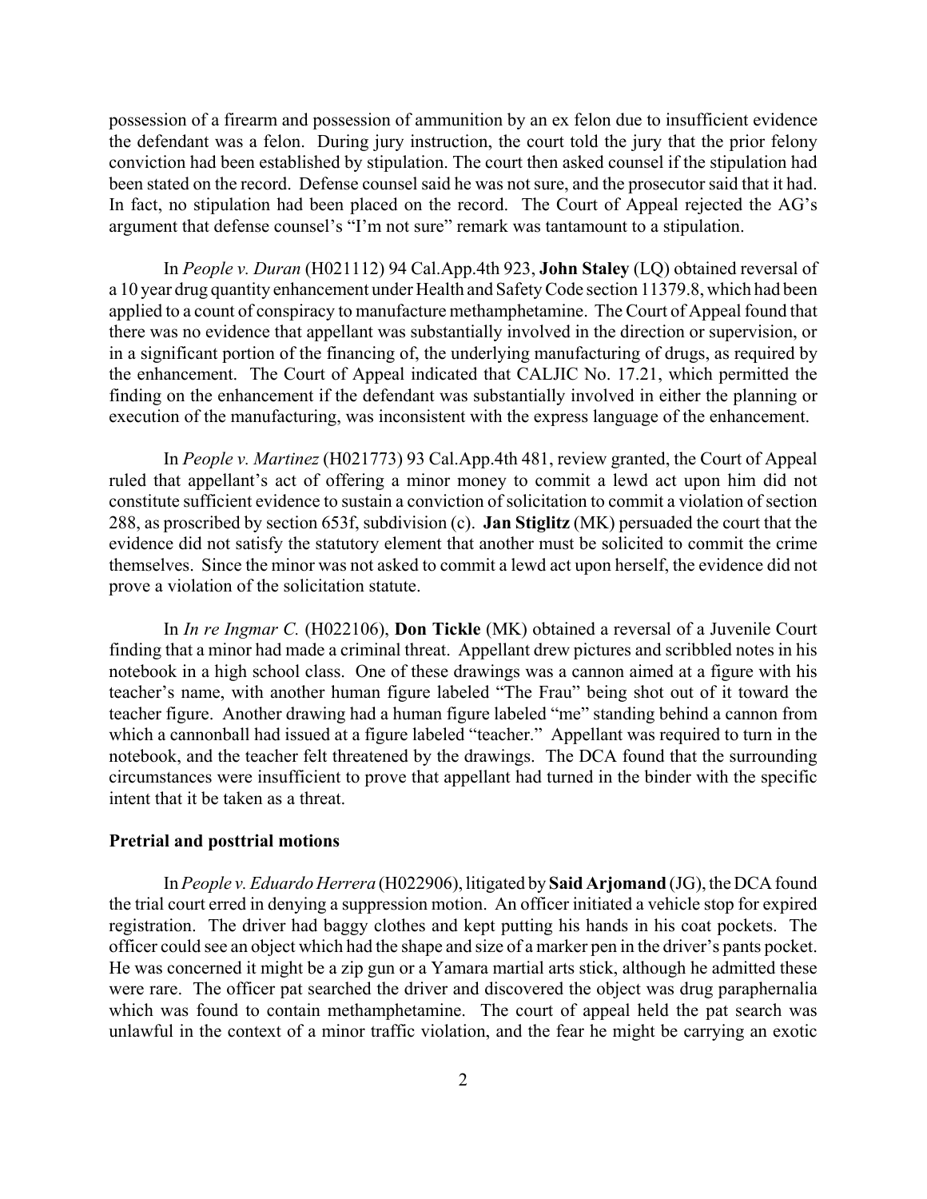possession of a firearm and possession of ammunition by an ex felon due to insufficient evidence the defendant was a felon. During jury instruction, the court told the jury that the prior felony conviction had been established by stipulation. The court then asked counsel if the stipulation had been stated on the record. Defense counsel said he was not sure, and the prosecutor said that it had. In fact, no stipulation had been placed on the record. The Court of Appeal rejected the AG's argument that defense counsel's "I'm not sure" remark was tantamount to a stipulation.

In *People v. Duran* (H021112) 94 Cal.App.4th 923, **John Staley** (LQ) obtained reversal of a 10 year drug quantity enhancement under Health and Safety Code section 11379.8, which had been applied to a count of conspiracy to manufacture methamphetamine. The Court of Appeal found that there was no evidence that appellant was substantially involved in the direction or supervision, or in a significant portion of the financing of, the underlying manufacturing of drugs, as required by the enhancement. The Court of Appeal indicated that CALJIC No. 17.21, which permitted the finding on the enhancement if the defendant was substantially involved in either the planning or execution of the manufacturing, was inconsistent with the express language of the enhancement.

In *People v. Martinez* (H021773) 93 Cal.App.4th 481, review granted, the Court of Appeal ruled that appellant's act of offering a minor money to commit a lewd act upon him did not constitute sufficient evidence to sustain a conviction of solicitation to commit a violation of section 288, as proscribed by section 653f, subdivision (c). **Jan Stiglitz** (MK) persuaded the court that the evidence did not satisfy the statutory element that another must be solicited to commit the crime themselves. Since the minor was not asked to commit a lewd act upon herself, the evidence did not prove a violation of the solicitation statute.

In *In re Ingmar C.* (H022106), **Don Tickle** (MK) obtained a reversal of a Juvenile Court finding that a minor had made a criminal threat. Appellant drew pictures and scribbled notes in his notebook in a high school class. One of these drawings was a cannon aimed at a figure with his teacher's name, with another human figure labeled "The Frau" being shot out of it toward the teacher figure. Another drawing had a human figure labeled "me" standing behind a cannon from which a cannonball had issued at a figure labeled "teacher." Appellant was required to turn in the notebook, and the teacher felt threatened by the drawings. The DCA found that the surrounding circumstances were insufficient to prove that appellant had turned in the binder with the specific intent that it be taken as a threat.

**Pretrial and posttrial motions**

In *People v. Eduardo Herrera* (H022906), litigated by **Said Arjomand** (JG), the DCA found the trial court erred in denying a suppression motion. An officer initiated a vehicle stop for expired registration. The driver had baggy clothes and kept putting his hands in his coat pockets. The officer could see an object which had the shape and size of a marker pen in the driver's pants pocket. He was concerned it might be a zip gun or a Yamara martial arts stick, although he admitted these were rare. The officer pat searched the driver and discovered the object was drug paraphernalia which was found to contain methamphetamine. The court of appeal held the pat search was unlawful in the context of a minor traffic violation, and the fear he might be carrying an exotic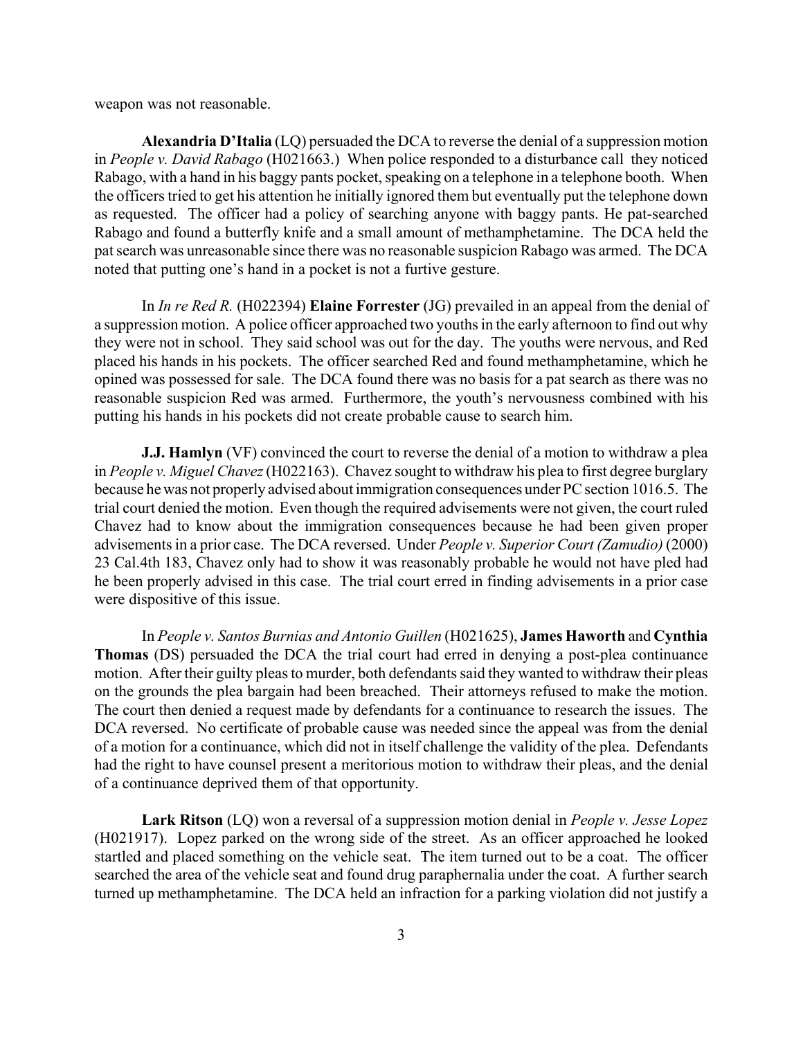weapon was not reasonable.

**Alexandria D'Italia** (LQ) persuaded the DCA to reverse the denial of a suppression motion in *People v. David Rabago* (H021663.) When police responded to a disturbance call they noticed Rabago, with a hand in his baggy pants pocket, speaking on a telephone in a telephone booth. When the officers tried to get his attention he initially ignored them but eventually put the telephone down as requested. The officer had a policy of searching anyone with baggy pants. He pat-searched Rabago and found a butterfly knife and a small amount of methamphetamine. The DCA held the pat search was unreasonable since there was no reasonable suspicion Rabago was armed. The DCA noted that putting one's hand in a pocket is not a furtive gesture.

In *In re Red R.* (H022394) **Elaine Forrester** (JG) prevailed in an appeal from the denial of a suppression motion. A police officer approached two youths in the early afternoon to find out why they were not in school. They said school was out for the day. The youths were nervous, and Red placed his hands in his pockets. The officer searched Red and found methamphetamine, which he opined was possessed for sale. The DCA found there was no basis for a pat search as there was no reasonable suspicion Red was armed. Furthermore, the youth's nervousness combined with his putting his hands in his pockets did not create probable cause to search him.

**J.J. Hamlyn** (VF) convinced the court to reverse the denial of a motion to withdraw a plea in *People v. Miguel Chavez* (H022163). Chavez sought to withdraw his plea to first degree burglary because he was not properly advised about immigration consequences under PC section 1016.5. The trial court denied the motion. Even though the required advisements were not given, the court ruled Chavez had to know about the immigration consequences because he had been given proper advisements in a prior case. The DCA reversed. Under *People v. Superior Court (Zamudio)* (2000) 23 Cal.4th 183, Chavez only had to show it was reasonably probable he would not have pled had he been properly advised in this case. The trial court erred in finding advisements in a prior case were dispositive of this issue.

In *People v. Santos Burnias and Antonio Guillen* (H021625), **James Haworth** and **Cynthia Thomas** (DS) persuaded the DCA the trial court had erred in denying a post-plea continuance motion. After their guilty pleas to murder, both defendants said they wanted to withdraw their pleas on the grounds the plea bargain had been breached. Their attorneys refused to make the motion. The court then denied a request made by defendants for a continuance to research the issues. The DCA reversed. No certificate of probable cause was needed since the appeal was from the denial of a motion for a continuance, which did not in itself challenge the validity of the plea. Defendants had the right to have counsel present a meritorious motion to withdraw their pleas, and the denial of a continuance deprived them of that opportunity.

**Lark Ritson** (LQ) won a reversal of a suppression motion denial in *People v. Jesse Lopez* (H021917). Lopez parked on the wrong side of the street. As an officer approached he looked startled and placed something on the vehicle seat. The item turned out to be a coat. The officer searched the area of the vehicle seat and found drug paraphernalia under the coat. A further search turned up methamphetamine. The DCA held an infraction for a parking violation did not justify a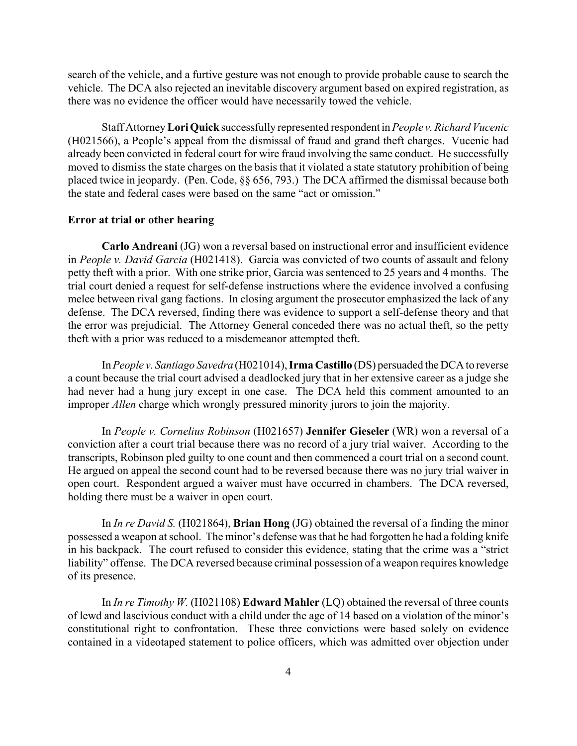search of the vehicle, and a furtive gesture was not enough to provide probable cause to search the vehicle. The DCA also rejected an inevitable discovery argument based on expired registration, as there was no evidence the officer would have necessarily towed the vehicle.

Staff Attorney **Lori Quick** successfully represented respondent in *People v. Richard Vucenic* (H021566), a People's appeal from the dismissal of fraud and grand theft charges. Vucenic had already been convicted in federal court for wire fraud involving the same conduct. He successfully moved to dismiss the state charges on the basis that it violated a state statutory prohibition of being placed twice in jeopardy. (Pen. Code, §§ 656, 793.) The DCA affirmed the dismissal because both the state and federal cases were based on the same "act or omission."

**Error at trial or other hearing**

**Carlo Andreani** (JG) won a reversal based on instructional error and insufficient evidence in *People v. David Garcia* (H021418). Garcia was convicted of two counts of assault and felony petty theft with a prior. With one strike prior, Garcia was sentenced to 25 years and 4 months. The trial court denied a request for self-defense instructions where the evidence involved a confusing melee between rival gang factions. In closing argument the prosecutor emphasized the lack of any defense. The DCA reversed, finding there was evidence to support a self-defense theory and that the error was prejudicial. The Attorney General conceded there was no actual theft, so the petty theft with a prior was reduced to a misdemeanor attempted theft.

In *People v. Santiago Savedra* (H021014), **Irma Castillo** (DS) persuaded the DCA to reverse a count because the trial court advised a deadlocked jury that in her extensive career as a judge she had never had a hung jury except in one case. The DCA held this comment amounted to an improper *Allen* charge which wrongly pressured minority jurors to join the majority.

In *People v. Cornelius Robinson* (H021657) **Jennifer Gieseler** (WR) won a reversal of a conviction after a court trial because there was no record of a jury trial waiver. According to the transcripts, Robinson pled guilty to one count and then commenced a court trial on a second count. He argued on appeal the second count had to be reversed because there was no jury trial waiver in open court. Respondent argued a waiver must have occurred in chambers. The DCA reversed, holding there must be a waiver in open court.

In *In re David S.* (H021864), **Brian Hong** (JG) obtained the reversal of a finding the minor possessed a weapon at school. The minor's defense was that he had forgotten he had a folding knife in his backpack. The court refused to consider this evidence, stating that the crime was a "strict liability" offense. The DCA reversed because criminal possession of a weapon requires knowledge of its presence.

In *In re Timothy W.* (H021108) **Edward Mahler** (LQ) obtained the reversal of three counts of lewd and lascivious conduct with a child under the age of 14 based on a violation of the minor's constitutional right to confrontation. These three convictions were based solely on evidence contained in a videotaped statement to police officers, which was admitted over objection under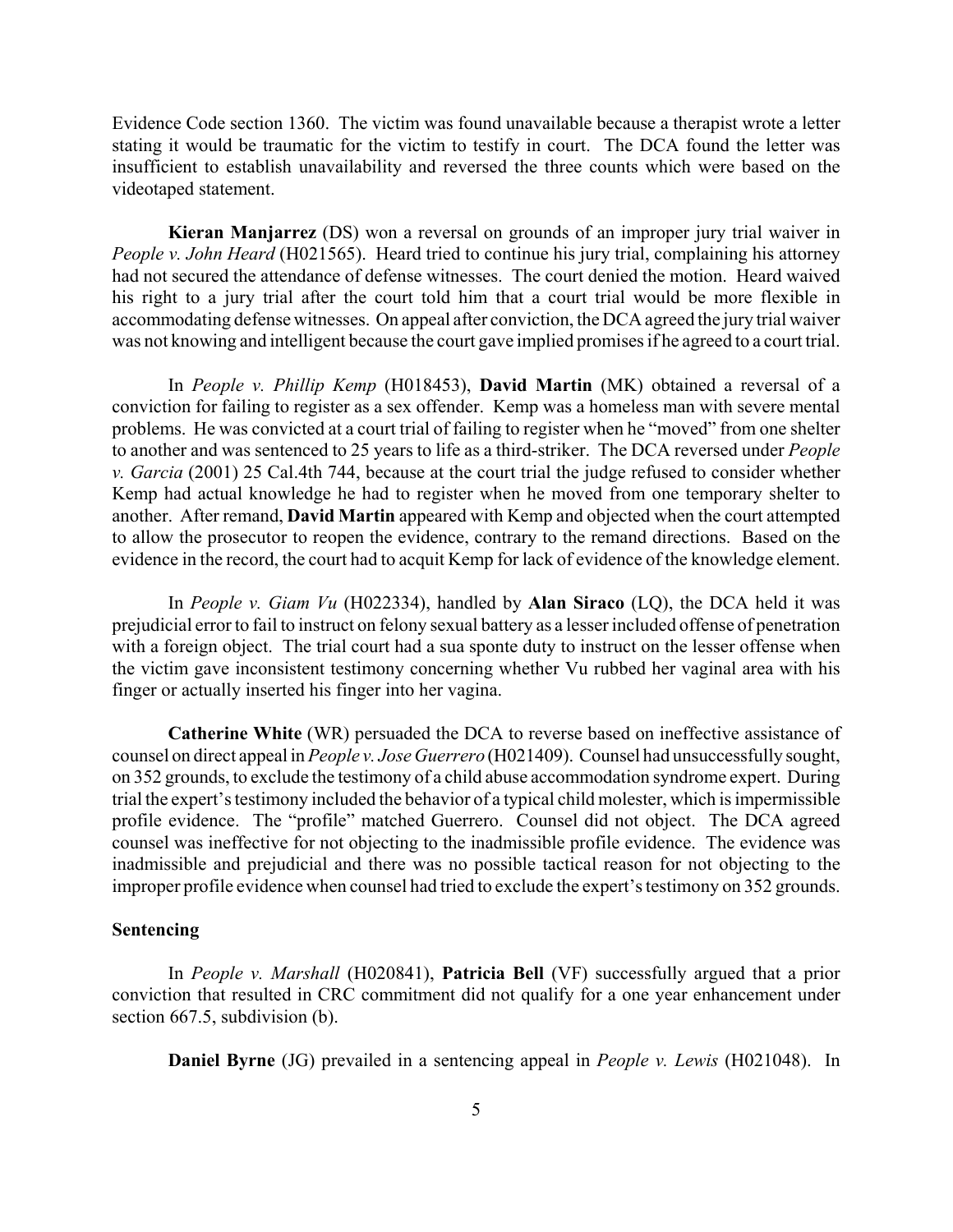Evidence Code section 1360. The victim was found unavailable because a therapist wrote a letter stating it would be traumatic for the victim to testify in court. The DCA found the letter was insufficient to establish unavailability and reversed the three counts which were based on the videotaped statement.

**Kieran Manjarrez** (DS) won a reversal on grounds of an improper jury trial waiver in *People v. John Heard* (H021565). Heard tried to continue his jury trial, complaining his attorney had not secured the attendance of defense witnesses. The court denied the motion. Heard waived his right to a jury trial after the court told him that a court trial would be more flexible in accommodating defense witnesses. On appeal after conviction, the DCA agreed the jury trial waiver was not knowing and intelligent because the court gave implied promises if he agreed to a court trial.

In *People v. Phillip Kemp* (H018453), **David Martin** (MK) obtained a reversal of a conviction for failing to register as a sex offender. Kemp was a homeless man with severe mental problems. He was convicted at a court trial of failing to register when he "moved" from one shelter to another and was sentenced to 25 years to life as a third-striker. The DCA reversed under *People v. Garcia* (2001) 25 Cal.4th 744, because at the court trial the judge refused to consider whether Kemp had actual knowledge he had to register when he moved from one temporary shelter to another. After remand, **David Martin** appeared with Kemp and objected when the court attempted to allow the prosecutor to reopen the evidence, contrary to the remand directions. Based on the evidence in the record, the court had to acquit Kemp for lack of evidence of the knowledge element.

In *People v. Giam Vu* (H022334), handled by **Alan Siraco** (LQ), the DCA held it was prejudicial error to fail to instruct on felony sexual battery as a lesser included offense of penetration with a foreign object. The trial court had a sua sponte duty to instruct on the lesser offense when the victim gave inconsistent testimony concerning whether Vu rubbed her vaginal area with his finger or actually inserted his finger into her vagina.

**Catherine White** (WR) persuaded the DCA to reverse based on ineffective assistance of counsel on direct appeal in *People v. Jose Guerrero* (H021409). Counsel had unsuccessfully sought, on 352 grounds, to exclude the testimony of a child abuse accommodation syndrome expert. During trial the expert's testimony included the behavior of a typical child molester, which is impermissible profile evidence. The "profile" matched Guerrero. Counsel did not object. The DCA agreed counsel was ineffective for not objecting to the inadmissible profile evidence. The evidence was inadmissible and prejudicial and there was no possible tactical reason for not objecting to the improper profile evidence when counsel had tried to exclude the expert's testimony on 352 grounds.

**Sentencing**

In *People v. Marshall* (H020841), **Patricia Bell** (VF) successfully argued that a prior conviction that resulted in CRC commitment did not qualify for a one year enhancement under section 667.5, subdivision (b).

**Daniel Byrne** (JG) prevailed in a sentencing appeal in *People v. Lewis* (H021048). In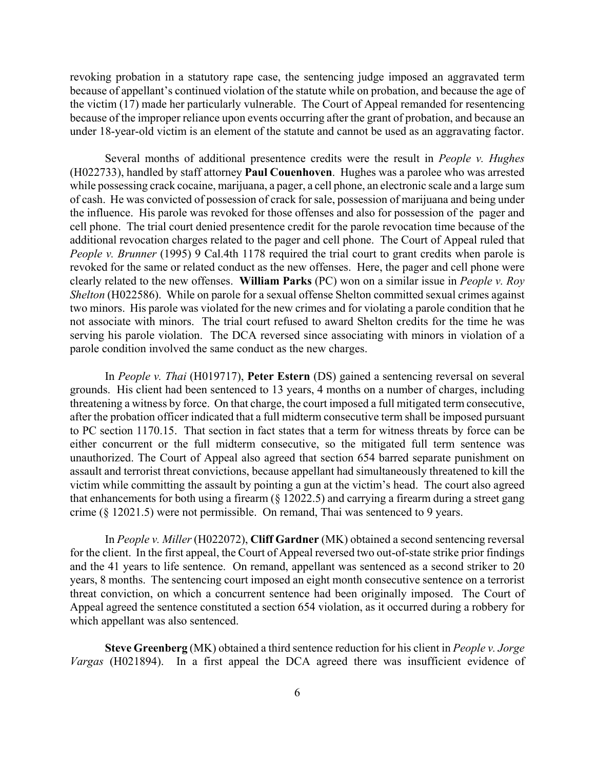revoking probation in a statutory rape case, the sentencing judge imposed an aggravated term because of appellant's continued violation of the statute while on probation, and because the age of the victim (17) made her particularly vulnerable. The Court of Appeal remanded for resentencing because of the improper reliance upon events occurring after the grant of probation, and because an under 18-year-old victim is an element of the statute and cannot be used as an aggravating factor.

Several months of additional presentence credits were the result in *People v. Hughes* (H022733), handled by staff attorney **Paul Couenhoven**. Hughes was a parolee who was arrested while possessing crack cocaine, marijuana, a pager, a cell phone, an electronic scale and a large sum of cash. He was convicted of possession of crack for sale, possession of marijuana and being under the influence. His parole was revoked for those offenses and also for possession of the pager and cell phone. The trial court denied presentence credit for the parole revocation time because of the additional revocation charges related to the pager and cell phone. The Court of Appeal ruled that *People v. Brunner* (1995) 9 Cal.4th 1178 required the trial court to grant credits when parole is revoked for the same or related conduct as the new offenses. Here, the pager and cell phone were clearly related to the new offenses. **William Parks** (PC) won on a similar issue in *People v. Roy Shelton* (H022586). While on parole for a sexual offense Shelton committed sexual crimes against two minors. His parole was violated for the new crimes and for violating a parole condition that he not associate with minors. The trial court refused to award Shelton credits for the time he was serving his parole violation. The DCA reversed since associating with minors in violation of a parole condition involved the same conduct as the new charges.

In *People v. Thai* (H019717), **Peter Estern** (DS) gained a sentencing reversal on several grounds. His client had been sentenced to 13 years, 4 months on a number of charges, including threatening a witness by force. On that charge, the court imposed a full mitigated term consecutive, after the probation officer indicated that a full midterm consecutive term shall be imposed pursuant to PC section 1170.15. That section in fact states that a term for witness threats by force can be either concurrent or the full midterm consecutive, so the mitigated full term sentence was unauthorized. The Court of Appeal also agreed that section 654 barred separate punishment on assault and terrorist threat convictions, because appellant had simultaneously threatened to kill the victim while committing the assault by pointing a gun at the victim's head. The court also agreed that enhancements for both using a firearm (§ 12022.5) and carrying a firearm during a street gang crime (§ 12021.5) were not permissible. On remand, Thai was sentenced to 9 years.

In *People v. Miller* (H022072), **Cliff Gardner** (MK) obtained a second sentencing reversal for the client. In the first appeal, the Court of Appeal reversed two out-of-state strike prior findings and the 41 years to life sentence. On remand, appellant was sentenced as a second striker to 20 years, 8 months. The sentencing court imposed an eight month consecutive sentence on a terrorist threat conviction, on which a concurrent sentence had been originally imposed. The Court of Appeal agreed the sentence constituted a section 654 violation, as it occurred during a robbery for which appellant was also sentenced.

**Steve Greenberg** (MK) obtained a third sentence reduction for his client in *People v. Jorge Vargas* (H021894). In a first appeal the DCA agreed there was insufficient evidence of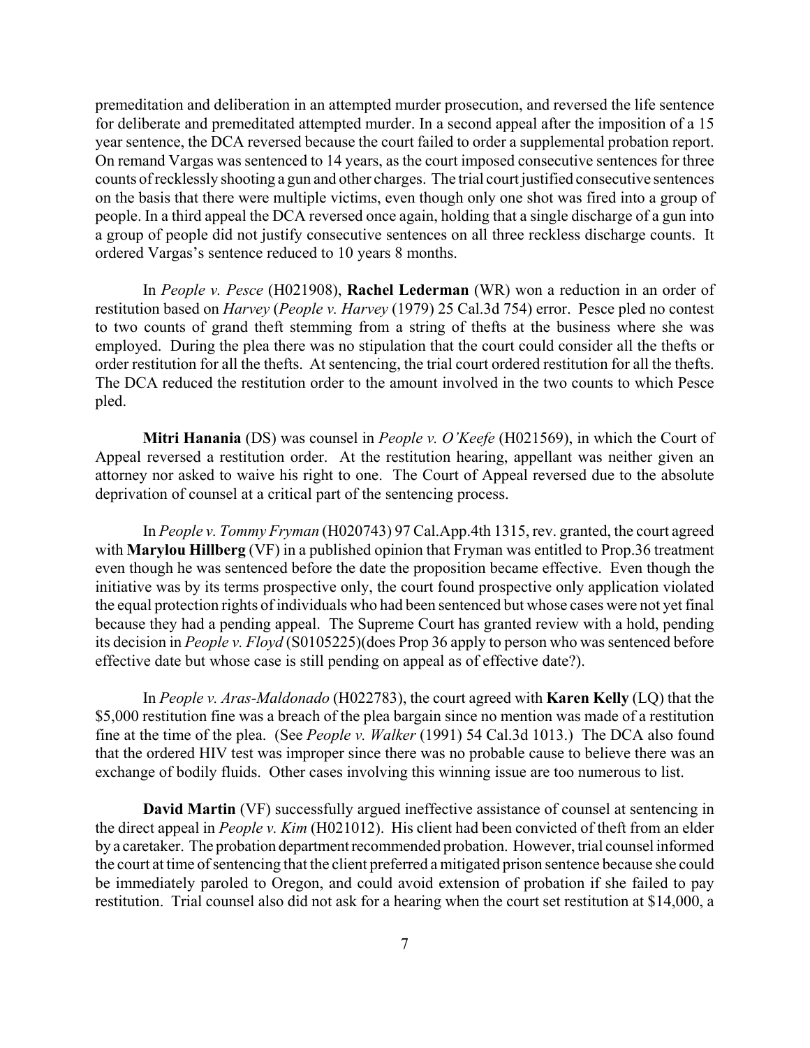premeditation and deliberation in an attempted murder prosecution, and reversed the life sentence for deliberate and premeditated attempted murder. In a second appeal after the imposition of a 15 year sentence, the DCA reversed because the court failed to order a supplemental probation report. On remand Vargas was sentenced to 14 years, as the court imposed consecutive sentences for three counts of recklessly shooting a gun and other charges. The trial court justified consecutive sentences on the basis that there were multiple victims, even though only one shot was fired into a group of people. In a third appeal the DCA reversed once again, holding that a single discharge of a gun into a group of people did not justify consecutive sentences on all three reckless discharge counts. It ordered Vargas's sentence reduced to 10 years 8 months.

In *People v. Pesce* (H021908), **Rachel Lederman** (WR) won a reduction in an order of restitution based on *Harvey* (*People v. Harvey* (1979) 25 Cal.3d 754) error. Pesce pled no contest to two counts of grand theft stemming from a string of thefts at the business where she was employed. During the plea there was no stipulation that the court could consider all the thefts or order restitution for all the thefts. At sentencing, the trial court ordered restitution for all the thefts. The DCA reduced the restitution order to the amount involved in the two counts to which Pesce pled.

**Mitri Hanania** (DS) was counsel in *People v. O'Keefe* (H021569), in which the Court of Appeal reversed a restitution order. At the restitution hearing, appellant was neither given an attorney nor asked to waive his right to one. The Court of Appeal reversed due to the absolute deprivation of counsel at a critical part of the sentencing process.

In *People v. Tommy Fryman* (H020743) 97 Cal.App.4th 1315, rev. granted, the court agreed with **Marylou Hillberg** (VF) in a published opinion that Fryman was entitled to Prop.36 treatment even though he was sentenced before the date the proposition became effective. Even though the initiative was by its terms prospective only, the court found prospective only application violated the equal protection rights of individuals who had been sentenced but whose cases were not yet final because they had a pending appeal. The Supreme Court has granted review with a hold, pending its decision in *People v. Floyd* (S0105225)(does Prop 36 apply to person who was sentenced before effective date but whose case is still pending on appeal as of effective date?).

In *People v. Aras-Maldonado* (H022783), the court agreed with **Karen Kelly** (LQ) that the $5,000 restitution fine was a breach of the plea bargain since no mention was made of a restitution fine at the time of the plea. (See *People v. Walker* (1991) 54 Cal.3d 1013.) The DCA also found that the ordered HIV test was improper since there was no probable cause to believe there was an exchange of bodily fluids. Other cases involving this winning issue are too numerous to list.

**David Martin** (VF) successfully argued ineffective assistance of counsel at sentencing in the direct appeal in *People v. Kim* (H021012). His client had been convicted of theft from an elder by a caretaker. The probation department recommended probation. However, trial counsel informed the court at time of sentencing that the client preferred a mitigated prison sentence because she could be immediately paroled to Oregon, and could avoid extension of probation if she failed to pay restitution. Trial counsel also did not ask for a hearing when the court set restitution at $14,000, a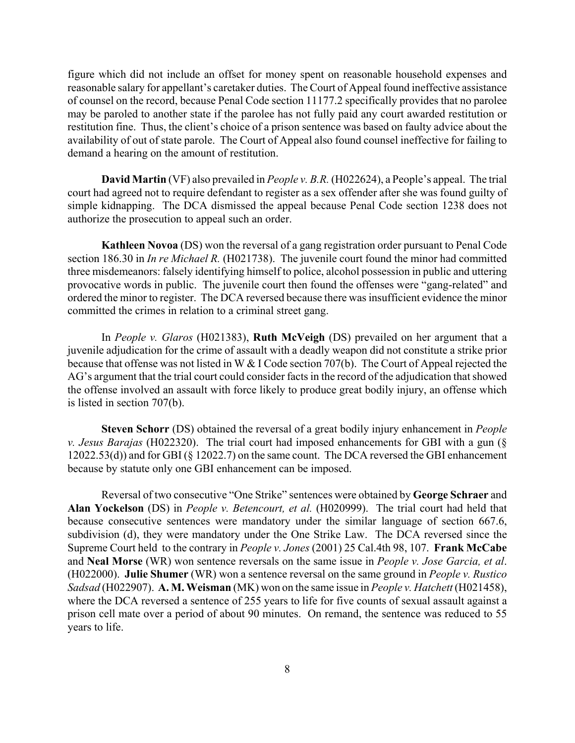figure which did not include an offset for money spent on reasonable household expenses and reasonable salary for appellant's caretaker duties. The Court of Appeal found ineffective assistance of counsel on the record, because Penal Code section 11177.2 specifically provides that no parolee may be paroled to another state if the parolee has not fully paid any court awarded restitution or restitution fine. Thus, the client's choice of a prison sentence was based on faulty advice about the availability of out of state parole. The Court of Appeal also found counsel ineffective for failing to demand a hearing on the amount of restitution.

**David Martin** (VF) also prevailed in *People v. B.R.* (H022624), a People's appeal. The trial court had agreed not to require defendant to register as a sex offender after she was found guilty of simple kidnapping. The DCA dismissed the appeal because Penal Code section 1238 does not authorize the prosecution to appeal such an order.

**Kathleen Novoa** (DS) won the reversal of a gang registration order pursuant to Penal Code section 186.30 in *In re Michael R.* (H021738). The juvenile court found the minor had committed three misdemeanors: falsely identifying himself to police, alcohol possession in public and uttering provocative words in public. The juvenile court then found the offenses were "gang-related" and ordered the minor to register. The DCA reversed because there was insufficient evidence the minor committed the crimes in relation to a criminal street gang.

In *People v. Glaros* (H021383), **Ruth McVeigh** (DS) prevailed on her argument that a juvenile adjudication for the crime of assault with a deadly weapon did not constitute a strike prior because that offense was not listed in W & I Code section 707(b). The Court of Appeal rejected the AG's argument that the trial court could consider facts in the record of the adjudication that showed the offense involved an assault with force likely to produce great bodily injury, an offense which is listed in section 707(b).

**Steven Schorr** (DS) obtained the reversal of a great bodily injury enhancement in *People v. Jesus Barajas* (H022320). The trial court had imposed enhancements for GBI with a gun (§ 12022.53(d)) and for GBI (§ 12022.7) on the same count. The DCA reversed the GBI enhancement because by statute only one GBI enhancement can be imposed.

Reversal of two consecutive "One Strike" sentences were obtained by **George Schraer** and **Alan Yockelson** (DS) in *People v. Betencourt, et al.* (H020999). The trial court had held that because consecutive sentences were mandatory under the similar language of section 667.6, subdivision (d), they were mandatory under the One Strike Law. The DCA reversed since the Supreme Court held to the contrary in *People v. Jones* (2001) 25 Cal.4th 98, 107. **Frank McCabe** and **Neal Morse** (WR) won sentence reversals on the same issue in *People v. Jose Garcia, et al*. (H022000). **Julie Shumer** (WR) won a sentence reversal on the same ground in *People v. Rustico Sadsad* (H022907). **A. M. Weisman** (MK) won on the same issue in *People v. Hatchett* (H021458), where the DCA reversed a sentence of 255 years to life for five counts of sexual assault against a prison cell mate over a period of about 90 minutes. On remand, the sentence was reduced to 55 years to life.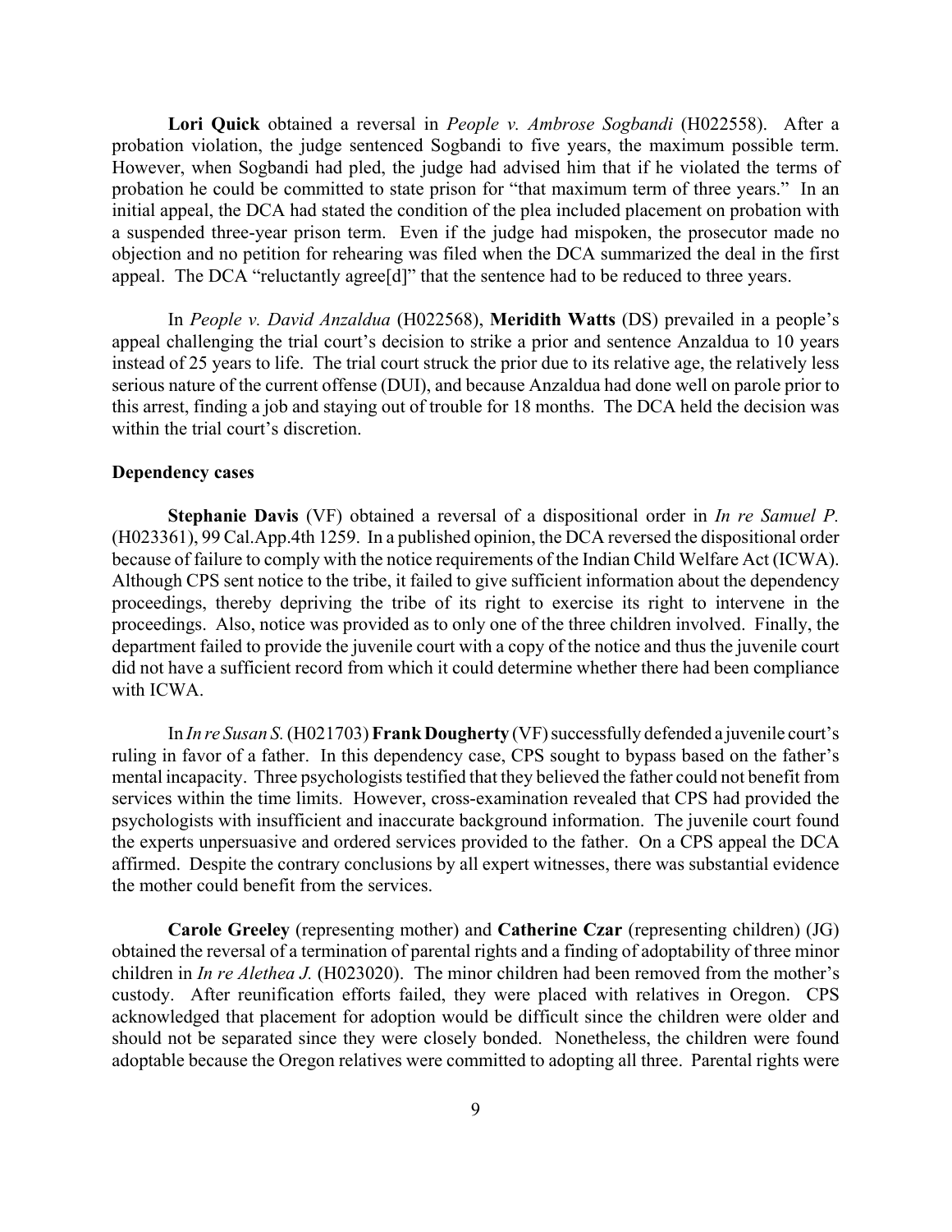**Lori Quick** obtained a reversal in *People v. Ambrose Sogbandi* (H022558). After a probation violation, the judge sentenced Sogbandi to five years, the maximum possible term. However, when Sogbandi had pled, the judge had advised him that if he violated the terms of probation he could be committed to state prison for "that maximum term of three years." In an initial appeal, the DCA had stated the condition of the plea included placement on probation with a suspended three-year prison term. Even if the judge had mispoken, the prosecutor made no objection and no petition for rehearing was filed when the DCA summarized the deal in the first appeal. The DCA "reluctantly agree[d]" that the sentence had to be reduced to three years.

In *People v. David Anzaldua* (H022568), **Meridith Watts** (DS) prevailed in a people's appeal challenging the trial court's decision to strike a prior and sentence Anzaldua to 10 years instead of 25 years to life. The trial court struck the prior due to its relative age, the relatively less serious nature of the current offense (DUI), and because Anzaldua had done well on parole prior to this arrest, finding a job and staying out of trouble for 18 months. The DCA held the decision was within the trial court's discretion.

**Dependency cases**

**Stephanie Davis** (VF) obtained a reversal of a dispositional order in *In re Samuel P.* (H023361), 99 Cal.App.4th 1259. In a published opinion, the DCA reversed the dispositional order because of failure to comply with the notice requirements of the Indian Child Welfare Act (ICWA). Although CPS sent notice to the tribe, it failed to give sufficient information about the dependency proceedings, thereby depriving the tribe of its right to exercise its right to intervene in the proceedings. Also, notice was provided as to only one of the three children involved. Finally, the department failed to provide the juvenile court with a copy of the notice and thus the juvenile court did not have a sufficient record from which it could determine whether there had been compliance with ICWA.

In *In re Susan S.* (H021703) **Frank Dougherty** (VF) successfully defended a juvenile court's ruling in favor of a father. In this dependency case, CPS sought to bypass based on the father's mental incapacity. Three psychologists testified that they believed the father could not benefit from services within the time limits. However, cross-examination revealed that CPS had provided the psychologists with insufficient and inaccurate background information. The juvenile court found the experts unpersuasive and ordered services provided to the father. On a CPS appeal the DCA affirmed. Despite the contrary conclusions by all expert witnesses, there was substantial evidence the mother could benefit from the services.

**Carole Greeley** (representing mother) and **Catherine Czar** (representing children) (JG) obtained the reversal of a termination of parental rights and a finding of adoptability of three minor children in *In re Alethea J.* (H023020). The minor children had been removed from the mother's custody. After reunification efforts failed, they were placed with relatives in Oregon. CPS acknowledged that placement for adoption would be difficult since the children were older and should not be separated since they were closely bonded. Nonetheless, the children were found adoptable because the Oregon relatives were committed to adopting all three. Parental rights were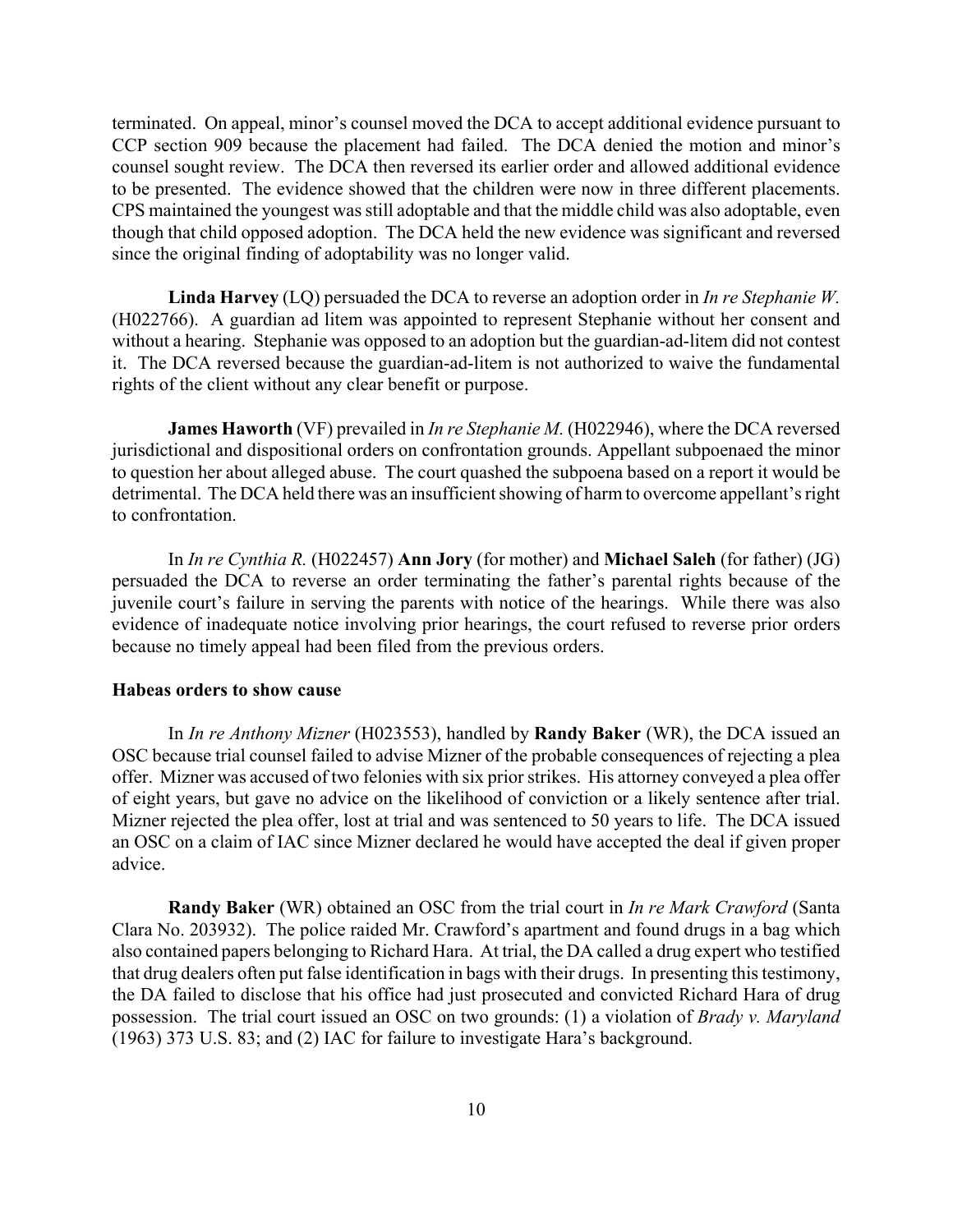terminated. On appeal, minor's counsel moved the DCA to accept additional evidence pursuant to CCP section 909 because the placement had failed. The DCA denied the motion and minor's counsel sought review. The DCA then reversed its earlier order and allowed additional evidence to be presented. The evidence showed that the children were now in three different placements. CPS maintained the youngest was still adoptable and that the middle child was also adoptable, even though that child opposed adoption. The DCA held the new evidence was significant and reversed since the original finding of adoptability was no longer valid.

**Linda Harvey** (LQ) persuaded the DCA to reverse an adoption order in *In re Stephanie W.* (H022766). A guardian ad litem was appointed to represent Stephanie without her consent and without a hearing. Stephanie was opposed to an adoption but the guardian-ad-litem did not contest it. The DCA reversed because the guardian-ad-litem is not authorized to waive the fundamental rights of the client without any clear benefit or purpose.

**James Haworth** (VF) prevailed in *In re Stephanie M.* (H022946), where the DCA reversed jurisdictional and dispositional orders on confrontation grounds. Appellant subpoenaed the minor to question her about alleged abuse. The court quashed the subpoena based on a report it would be detrimental. The DCA held there was an insufficient showing of harm to overcome appellant's right to confrontation.

In *In re Cynthia R.* (H022457) **Ann Jory** (for mother) and **Michael Saleh** (for father) (JG) persuaded the DCA to reverse an order terminating the father's parental rights because of the juvenile court's failure in serving the parents with notice of the hearings. While there was also evidence of inadequate notice involving prior hearings, the court refused to reverse prior orders because no timely appeal had been filed from the previous orders.

### Habeas orders to show cause

In *In re Anthony Mizner* (H023553), handled by **Randy Baker** (WR), the DCA issued an OSC because trial counsel failed to advise Mizner of the probable consequences of rejecting a plea offer. Mizner was accused of two felonies with six prior strikes. His attorney conveyed a plea offer of eight years, but gave no advice on the likelihood of conviction or a likely sentence after trial. Mizner rejected the plea offer, lost at trial and was sentenced to 50 years to life. The DCA issued an OSC on a claim of IAC since Mizner declared he would have accepted the deal if given proper advice.

**Randy Baker** (WR) obtained an OSC from the trial court in *In re Mark Crawford* (Santa Clara No. 203932). The police raided Mr. Crawford's apartment and found drugs in a bag which also contained papers belonging to Richard Hara. At trial, the DA called a drug expert who testified that drug dealers often put false identification in bags with their drugs. In presenting this testimony, the DA failed to disclose that his office had just prosecuted and convicted Richard Hara of drug possession. The trial court issued an OSC on two grounds: (1) a violation of *Brady v. Maryland* (1963) 373 U.S. 83; and (2) IAC for failure to investigate Hara's background.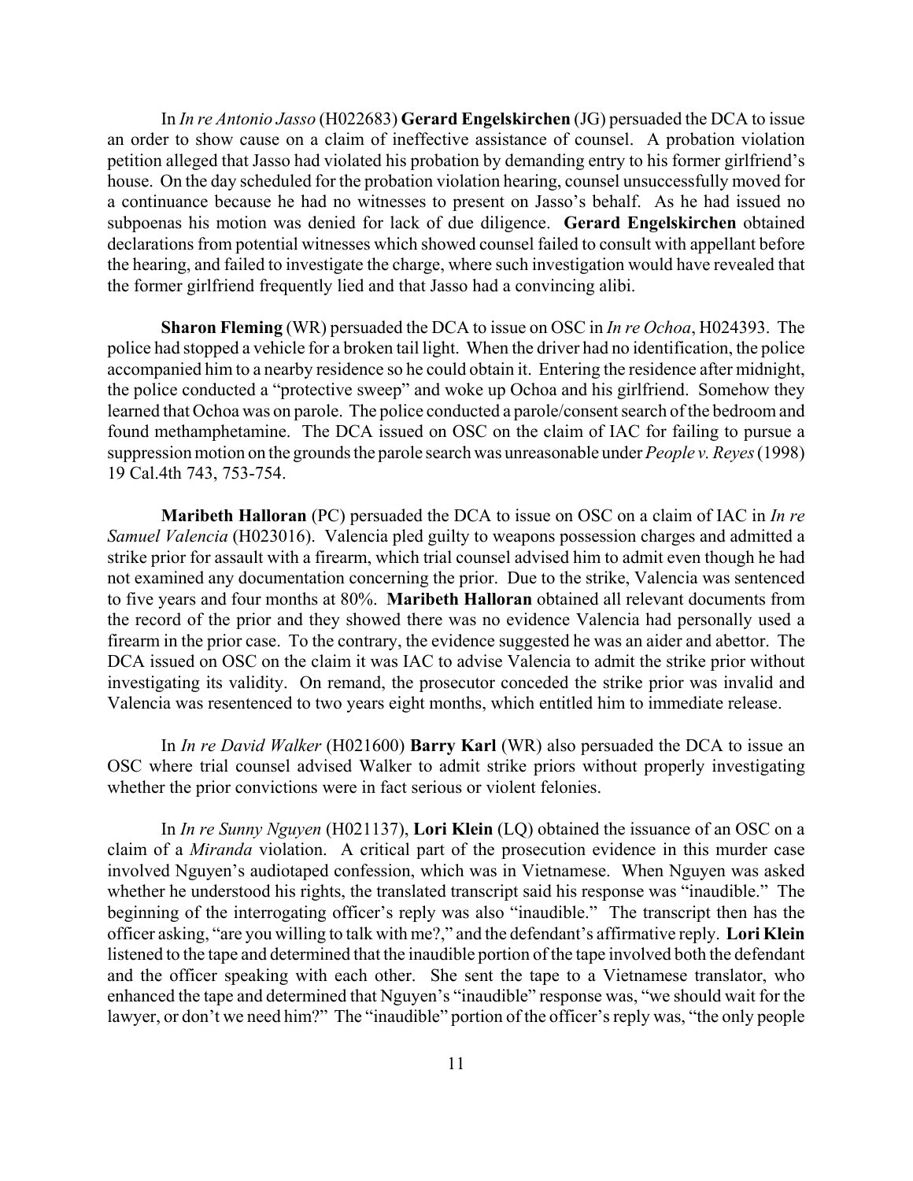In *In re Antonio Jasso* (H022683) **Gerard Engelskirchen** (JG) persuaded the DCA to issue an order to show cause on a claim of ineffective assistance of counsel. A probation violation petition alleged that Jasso had violated his probation by demanding entry to his former girlfriend's house. On the day scheduled for the probation violation hearing, counsel unsuccessfully moved for a continuance because he had no witnesses to present on Jasso's behalf. As he had issued no subpoenas his motion was denied for lack of due diligence. **Gerard Engelskirchen** obtained declarations from potential witnesses which showed counsel failed to consult with appellant before the hearing, and failed to investigate the charge, where such investigation would have revealed that the former girlfriend frequently lied and that Jasso had a convincing alibi.

**Sharon Fleming** (WR) persuaded the DCA to issue on OSC in *In re Ochoa*, H024393. The police had stopped a vehicle for a broken tail light. When the driver had no identification, the police accompanied him to a nearby residence so he could obtain it. Entering the residence after midnight, the police conducted a "protective sweep" and woke up Ochoa and his girlfriend. Somehow they learned that Ochoa was on parole. The police conducted a parole/consent search of the bedroom and found methamphetamine. The DCA issued on OSC on the claim of IAC for failing to pursue a suppression motion on the grounds the parole search was unreasonable under *People v. Reyes* (1998) 19 Cal.4th 743, 753-754.

**Maribeth Halloran** (PC) persuaded the DCA to issue on OSC on a claim of IAC in *In re Samuel Valencia* (H023016). Valencia pled guilty to weapons possession charges and admitted a strike prior for assault with a firearm, which trial counsel advised him to admit even though he had not examined any documentation concerning the prior. Due to the strike, Valencia was sentenced to five years and four months at 80%. **Maribeth Halloran** obtained all relevant documents from the record of the prior and they showed there was no evidence Valencia had personally used a firearm in the prior case. To the contrary, the evidence suggested he was an aider and abettor. The DCA issued on OSC on the claim it was IAC to advise Valencia to admit the strike prior without investigating its validity. On remand, the prosecutor conceded the strike prior was invalid and Valencia was resentenced to two years eight months, which entitled him to immediate release.

In *In re David Walker* (H021600) **Barry Karl** (WR) also persuaded the DCA to issue an OSC where trial counsel advised Walker to admit strike priors without properly investigating whether the prior convictions were in fact serious or violent felonies.

In *In re Sunny Nguyen* (H021137), **Lori Klein** (LQ) obtained the issuance of an OSC on a claim of a *Miranda* violation. A critical part of the prosecution evidence in this murder case involved Nguyen's audiotaped confession, which was in Vietnamese. When Nguyen was asked whether he understood his rights, the translated transcript said his response was "inaudible." The beginning of the interrogating officer's reply was also "inaudible." The transcript then has the officer asking, "are you willing to talk with me?," and the defendant's affirmative reply. **Lori Klein** listened to the tape and determined that the inaudible portion of the tape involved both the defendant and the officer speaking with each other. She sent the tape to a Vietnamese translator, who enhanced the tape and determined that Nguyen's "inaudible" response was, "we should wait for the lawyer, or don't we need him?" The "inaudible" portion of the officer's reply was, "the only people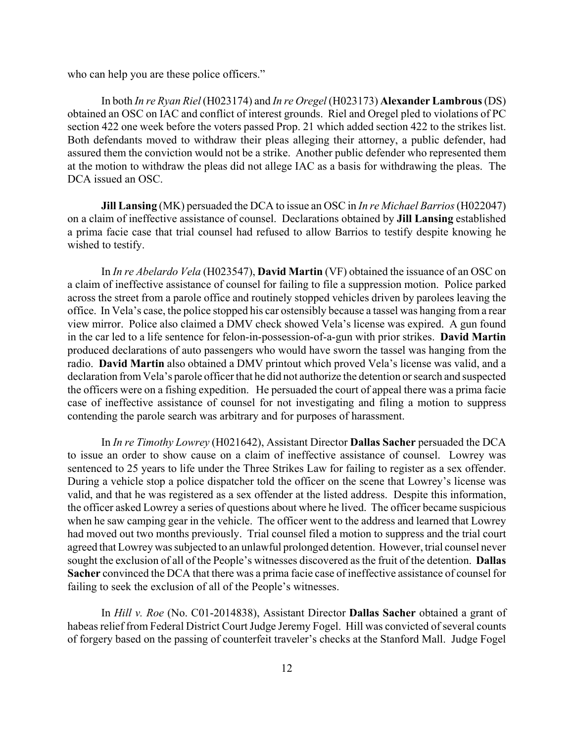who can help you are these police officers."

In both *In re Ryan Riel* (H023174) and *In re Oregel* (H023173) **Alexander Lambrous** (DS) obtained an OSC on IAC and conflict of interest grounds. Riel and Oregel pled to violations of PC section 422 one week before the voters passed Prop. 21 which added section 422 to the strikes list. Both defendants moved to withdraw their pleas alleging their attorney, a public defender, had assured them the conviction would not be a strike. Another public defender who represented them at the motion to withdraw the pleas did not allege IAC as a basis for withdrawing the pleas. The DCA issued an OSC.

**Jill Lansing** (MK) persuaded the DCA to issue an OSC in *In re Michael Barrios* (H022047) on a claim of ineffective assistance of counsel. Declarations obtained by **Jill Lansing** established a prima facie case that trial counsel had refused to allow Barrios to testify despite knowing he wished to testify.

In *In re Abelardo Vela* (H023547), **David Martin** (VF) obtained the issuance of an OSC on a claim of ineffective assistance of counsel for failing to file a suppression motion. Police parked across the street from a parole office and routinely stopped vehicles driven by parolees leaving the office. In Vela's case, the police stopped his car ostensibly because a tassel was hanging from a rear view mirror. Police also claimed a DMV check showed Vela's license was expired. A gun found in the car led to a life sentence for felon-in-possession-of-a-gun with prior strikes. **David Martin** produced declarations of auto passengers who would have sworn the tassel was hanging from the radio. **David Martin** also obtained a DMV printout which proved Vela's license was valid, and a declaration from Vela's parole officer that he did not authorize the detention or search and suspected the officers were on a fishing expedition. He persuaded the court of appeal there was a prima facie case of ineffective assistance of counsel for not investigating and filing a motion to suppress contending the parole search was arbitrary and for purposes of harassment.

In *In re Timothy Lowrey* (H021642), Assistant Director **Dallas Sacher** persuaded the DCA to issue an order to show cause on a claim of ineffective assistance of counsel. Lowrey was sentenced to 25 years to life under the Three Strikes Law for failing to register as a sex offender. During a vehicle stop a police dispatcher told the officer on the scene that Lowrey's license was valid, and that he was registered as a sex offender at the listed address. Despite this information, the officer asked Lowrey a series of questions about where he lived. The officer became suspicious when he saw camping gear in the vehicle. The officer went to the address and learned that Lowrey had moved out two months previously. Trial counsel filed a motion to suppress and the trial court agreed that Lowrey was subjected to an unlawful prolonged detention. However, trial counsel never sought the exclusion of all of the People's witnesses discovered as the fruit of the detention. **Dallas Sacher** convinced the DCA that there was a prima facie case of ineffective assistance of counsel for failing to seek the exclusion of all of the People's witnesses.

In *Hill v. Roe* (No. C01-2014838), Assistant Director **Dallas Sacher** obtained a grant of habeas relief from Federal District Court Judge Jeremy Fogel. Hill was convicted of several counts of forgery based on the passing of counterfeit traveler's checks at the Stanford Mall. Judge Fogel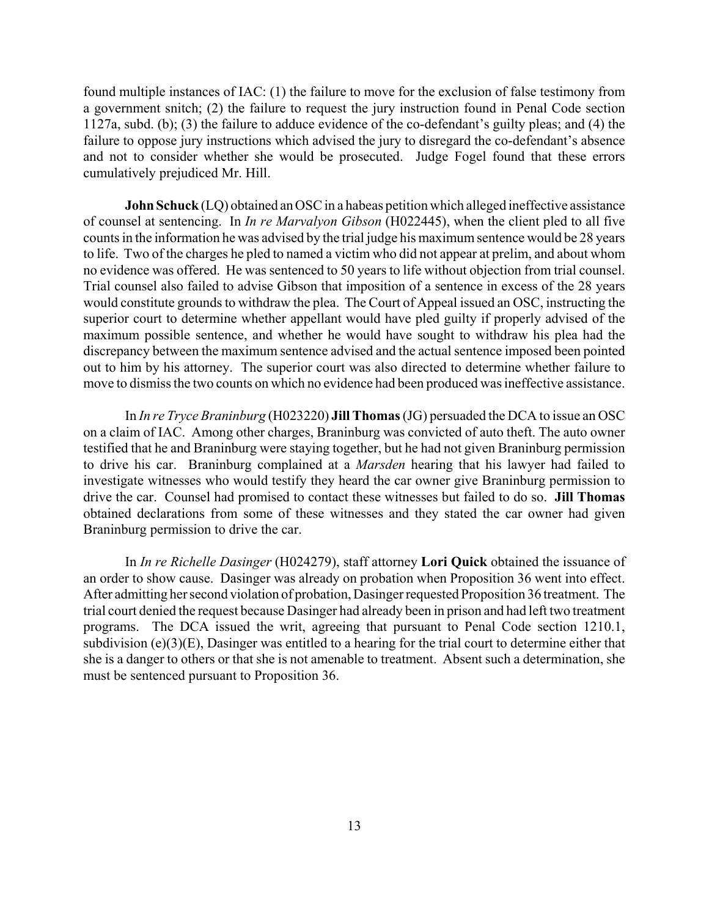found multiple instances of IAC: (1) the failure to move for the exclusion of false testimony from a government snitch; (2) the failure to request the jury instruction found in Penal Code section 1127a, subd. (b); (3) the failure to adduce evidence of the co-defendant's guilty pleas; and (4) the failure to oppose jury instructions which advised the jury to disregard the co-defendant's absence and not to consider whether she would be prosecuted. Judge Fogel found that these errors cumulatively prejudiced Mr. Hill.

**John Schuck** (LQ) obtained an OSC in a habeas petition which alleged ineffective assistance of counsel at sentencing. In *In re Marvalyon Gibson* (H022445), when the client pled to all five counts in the information he was advised by the trial judge his maximum sentence would be 28 years to life. Two of the charges he pled to named a victim who did not appear at prelim, and about whom no evidence was offered. He was sentenced to 50 years to life without objection from trial counsel. Trial counsel also failed to advise Gibson that imposition of a sentence in excess of the 28 years would constitute grounds to withdraw the plea. The Court of Appeal issued an OSC, instructing the superior court to determine whether appellant would have pled guilty if properly advised of the maximum possible sentence, and whether he would have sought to withdraw his plea had the discrepancy between the maximum sentence advised and the actual sentence imposed been pointed out to him by his attorney. The superior court was also directed to determine whether failure to move to dismiss the two counts on which no evidence had been produced was ineffective assistance.

In *In re Tryce Braninburg* (H023220) **Jill Thomas** (JG) persuaded the DCA to issue an OSC on a claim of IAC. Among other charges, Braninburg was convicted of auto theft. The auto owner testified that he and Braninburg were staying together, but he had not given Braninburg permission to drive his car. Braninburg complained at a *Marsden* hearing that his lawyer had failed to investigate witnesses who would testify they heard the car owner give Braninburg permission to drive the car. Counsel had promised to contact these witnesses but failed to do so. **Jill Thomas** obtained declarations from some of these witnesses and they stated the car owner had given Braninburg permission to drive the car.

In *In re Richelle Dasinger* (H024279), staff attorney **Lori Quick** obtained the issuance of an order to show cause. Dasinger was already on probation when Proposition 36 went into effect. After admitting her second violation of probation, Dasinger requested Proposition 36 treatment. The trial court denied the request because Dasinger had already been in prison and had left two treatment programs. The DCA issued the writ, agreeing that pursuant to Penal Code section 1210.1, subdivision (e)(3)(E), Dasinger was entitled to a hearing for the trial court to determine either that she is a danger to others or that she is not amenable to treatment. Absent such a determination, she must be sentenced pursuant to Proposition 36.